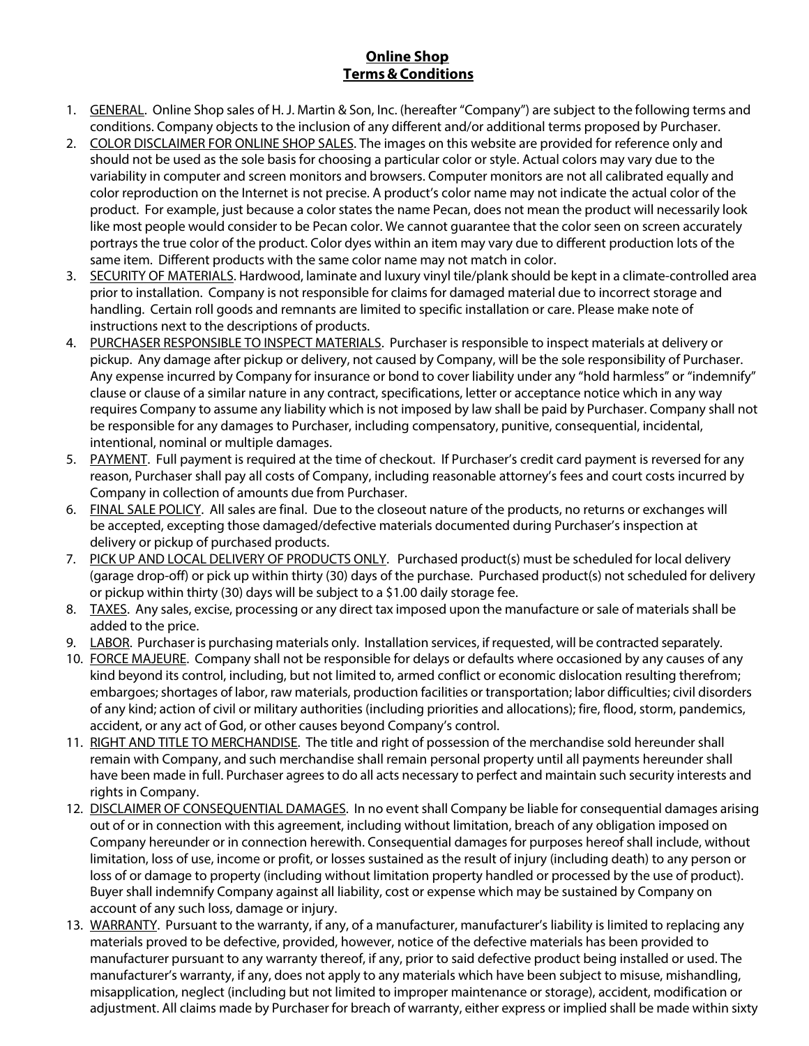# Online Shop
# Terms & Conditions

1. GENERAL. Online Shop sales of H. J. Martin & Son, Inc. (hereafter "Company") are subject to the following terms and conditions. Company objects to the inclusion of any different and/or additional terms proposed by Purchaser.
2. COLOR DISCLAIMER FOR ONLINE SHOP SALES. The images on this website are provided for reference only and should not be used as the sole basis for choosing a particular color or style. Actual colors may vary due to the variability in computer and screen monitors and browsers. Computer monitors are not all calibrated equally and color reproduction on the Internet is not precise. A product's color name may not indicate the actual color of the product. For example, just because a color states the name Pecan, does not mean the product will necessarily look like most people would consider to be Pecan color. We cannot guarantee that the color seen on screen accurately portrays the true color of the product. Color dyes within an item may vary due to different production lots of the same item. Different products with the same color name may not match in color.
3. SECURITY OF MATERIALS. Hardwood, laminate and luxury vinyl tile/plank should be kept in a climate-controlled area prior to installation. Company is not responsible for claims for damaged material due to incorrect storage and handling. Certain roll goods and remnants are limited to specific installation or care. Please make note of instructions next to the descriptions of products.
4. PURCHASER RESPONSIBLE TO INSPECT MATERIALS. Purchaser is responsible to inspect materials at delivery or pickup. Any damage after pickup or delivery, not caused by Company, will be the sole responsibility of Purchaser. Any expense incurred by Company for insurance or bond to cover liability under any "hold harmless" or "indemnify" clause or clause of a similar nature in any contract, specifications, letter or acceptance notice which in any way requires Company to assume any liability which is not imposed by law shall be paid by Purchaser. Company shall not be responsible for any damages to Purchaser, including compensatory, punitive, consequential, incidental, intentional, nominal or multiple damages.
5. PAYMENT. Full payment is required at the time of checkout. If Purchaser's credit card payment is reversed for any reason, Purchaser shall pay all costs of Company, including reasonable attorney's fees and court costs incurred by Company in collection of amounts due from Purchaser.
6. FINAL SALE POLICY. All sales are final. Due to the closeout nature of the products, no returns or exchanges will be accepted, excepting those damaged/defective materials documented during Purchaser's inspection at delivery or pickup of purchased products.
7. PICK UP AND LOCAL DELIVERY OF PRODUCTS ONLY. Purchased product(s) must be scheduled for local delivery (garage drop-off) or pick up within thirty (30) days of the purchase. Purchased product(s) not scheduled for delivery or pickup within thirty (30) days will be subject to a $1.00 daily storage fee.
8. TAXES. Any sales, excise, processing or any direct tax imposed upon the manufacture or sale of materials shall be added to the price.
9. LABOR. Purchaser is purchasing materials only. Installation services, if requested, will be contracted separately.
10. FORCE MAJEURE. Company shall not be responsible for delays or defaults where occasioned by any causes of any kind beyond its control, including, but not limited to, armed conflict or economic dislocation resulting therefrom; embargoes; shortages of labor, raw materials, production facilities or transportation; labor difficulties; civil disorders of any kind; action of civil or military authorities (including priorities and allocations); fire, flood, storm, pandemics, accident, or any act of God, or other causes beyond Company's control.
11. RIGHT AND TITLE TO MERCHANDISE. The title and right of possession of the merchandise sold hereunder shall remain with Company, and such merchandise shall remain personal property until all payments hereunder shall have been made in full. Purchaser agrees to do all acts necessary to perfect and maintain such security interests and rights in Company.
12. DISCLAIMER OF CONSEQUENTIAL DAMAGES. In no event shall Company be liable for consequential damages arising out of or in connection with this agreement, including without limitation, breach of any obligation imposed on Company hereunder or in connection herewith. Consequential damages for purposes hereof shall include, without limitation, loss of use, income or profit, or losses sustained as the result of injury (including death) to any person or loss of or damage to property (including without limitation property handled or processed by the use of product). Buyer shall indemnify Company against all liability, cost or expense which may be sustained by Company on account of any such loss, damage or injury.
13. WARRANTY. Pursuant to the warranty, if any, of a manufacturer, manufacturer's liability is limited to replacing any materials proved to be defective, provided, however, notice of the defective materials has been provided to manufacturer pursuant to any warranty thereof, if any, prior to said defective product being installed or used. The manufacturer's warranty, if any, does not apply to any materials which have been subject to misuse, mishandling, misapplication, neglect (including but not limited to improper maintenance or storage), accident, modification or adjustment. All claims made by Purchaser for breach of warranty, either express or implied shall be made within sixty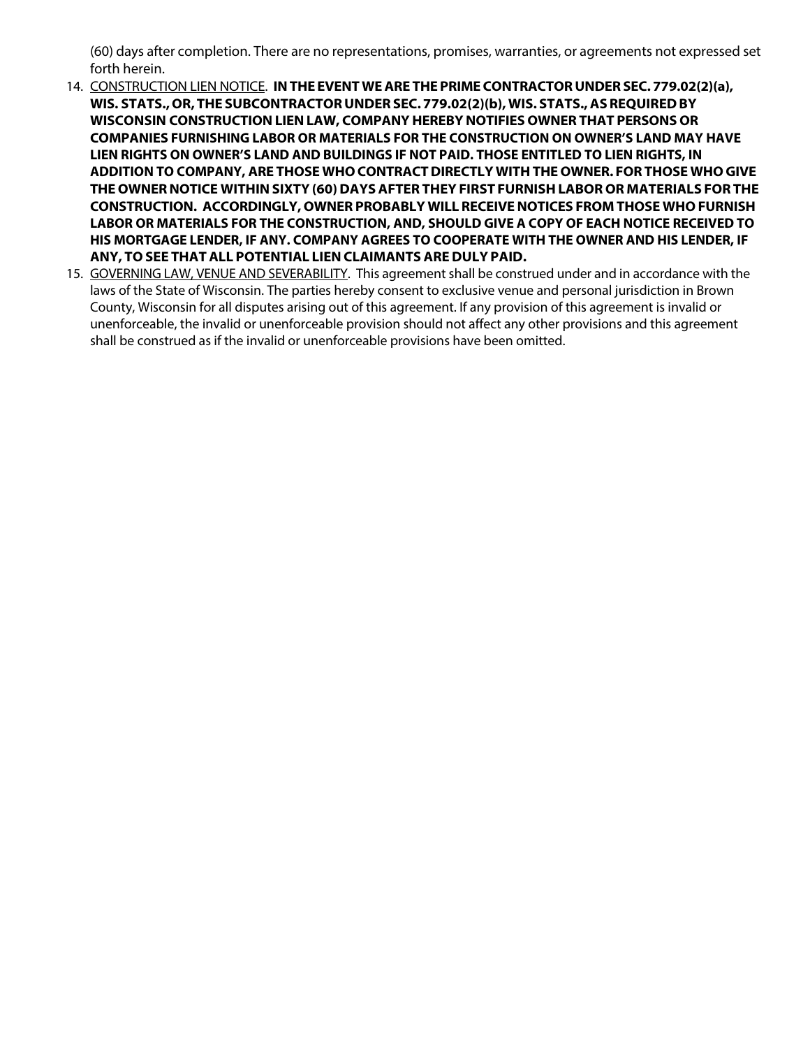(60) days after completion. There are no representations, promises, warranties, or agreements not expressed set forth herein.

14. <u>CONSTRUCTION LIEN NOTICE</u>. **IN THE EVENT WE ARE THE PRIME CONTRACTOR UNDER SEC. 779.02(2)(a), WIS. STATS., OR, THE SUBCONTRACTOR UNDER SEC. 779.02(2)(b), WIS. STATS., AS REQUIRED BY WISCONSIN CONSTRUCTION LIEN LAW, COMPANY HEREBY NOTIFIES OWNER THAT PERSONS OR COMPANIES FURNISHING LABOR OR MATERIALS FOR THE CONSTRUCTION ON OWNER'S LAND MAY HAVE LIEN RIGHTS ON OWNER'S LAND AND BUILDINGS IF NOT PAID. THOSE ENTITLED TO LIEN RIGHTS, IN ADDITION TO COMPANY, ARE THOSE WHO CONTRACT DIRECTLY WITH THE OWNER. FOR THOSE WHO GIVE THE OWNER NOTICE WITHIN SIXTY (60) DAYS AFTER THEY FIRST FURNISH LABOR OR MATERIALS FOR THE CONSTRUCTION. ACCORDINGLY, OWNER PROBABLY WILL RECEIVE NOTICES FROM THOSE WHO FURNISH LABOR OR MATERIALS FOR THE CONSTRUCTION, AND, SHOULD GIVE A COPY OF EACH NOTICE RECEIVED TO HIS MORTGAGE LENDER, IF ANY. COMPANY AGREES TO COOPERATE WITH THE OWNER AND HIS LENDER, IF ANY, TO SEE THAT ALL POTENTIAL LIEN CLAIMANTS ARE DULY PAID.**
15. <u>GOVERNING LAW, VENUE AND SEVERABILITY</u>. This agreement shall be construed under and in accordance with the laws of the State of Wisconsin. The parties hereby consent to exclusive venue and personal jurisdiction in Brown County, Wisconsin for all disputes arising out of this agreement. If any provision of this agreement is invalid or unenforceable, the invalid or unenforceable provision should not affect any other provisions and this agreement shall be construed as if the invalid or unenforceable provisions have been omitted.